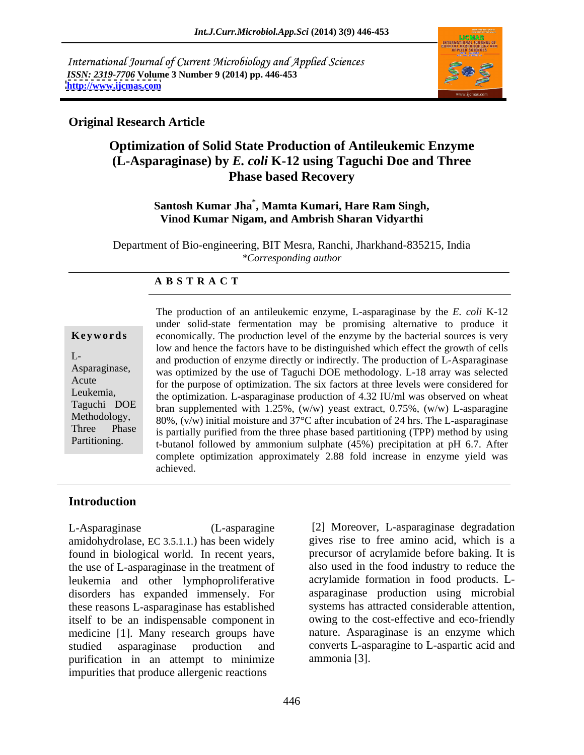International Journal of Current Microbiology and Applied Sciences
*ISSN: 2319-7706* **Volume 3 Number 9 (2014) pp. 446-453**
**http://www.ijcmas.com**

**Original Research Article**

# Optimization of Solid State Production of Antileukemic Enzyme (L-Asparaginase) by *E. coli* K-12 using Taguchi Doe and Three Phase based Recovery

**Santosh Kumar Jha*, Mamta Kumari, Hare Ram Singh, Vinod Kumar Nigam, and Ambrish Sharan Vidyarthi**

Department of Bio-engineering, BIT Mesra, Ranchi, Jharkhand-835215, India
*\*Corresponding author*

## A B S T R A C T

**Keywords**

L-Asparaginase, Acute Leukemia, Taguchi DOE Methodology, Three Phase Partitioning.

The production of an antileukemic enzyme, L-asparaginase by the *E. coli* K-12 under solid-state fermentation may be promising alternative to produce it economically. The production level of the enzyme by the bacterial sources is very low and hence the factors have to be distinguished which effect the growth of cells and production of enzyme directly or indirectly. The production of L-Asparaginase was optimized by the use of Taguchi DOE methodology. L-18 array was selected for the purpose of optimization. The six factors at three levels were considered for the optimization. L-asparaginase production of 4.32 IU/ml was observed on wheat bran supplemented with 1.25%, (w/w) yeast extract, 0.75%, (w/w) L-asparagine 80%, (v/w) initial moisture and 37°C after incubation of 24 hrs. The L-asparaginase is partially purified from the three phase based partitioning (TPP) method by using t-butanol followed by ammonium sulphate (45%) precipitation at pH 6.7. After complete optimization approximately 2.88 fold increase in enzyme yield was achieved.

## Introduction

L-Asparaginase (L-asparagine amidohydrolase, EC 3.5.1.1.) has been widely found in biological world. In recent years, the use of L-asparaginase in the treatment of leukemia and other lymphoproliferative disorders has expanded immensely. For these reasons L-asparaginase has established itself to be an indispensable component in medicine [1]. Many research groups have studied asparaginase production and purification in an attempt to minimize impurities that produce allergenic reactions [2] Moreover, L-asparaginase degradation gives rise to free amino acid, which is a precursor of acrylamide before baking. It is also used in the food industry to reduce the acrylamide formation in food products. L-asparaginase production using microbial systems has attracted considerable attention, owing to the cost-effective and eco-friendly nature. Asparaginase is an enzyme which converts L-asparagine to L-aspartic acid and ammonia [3].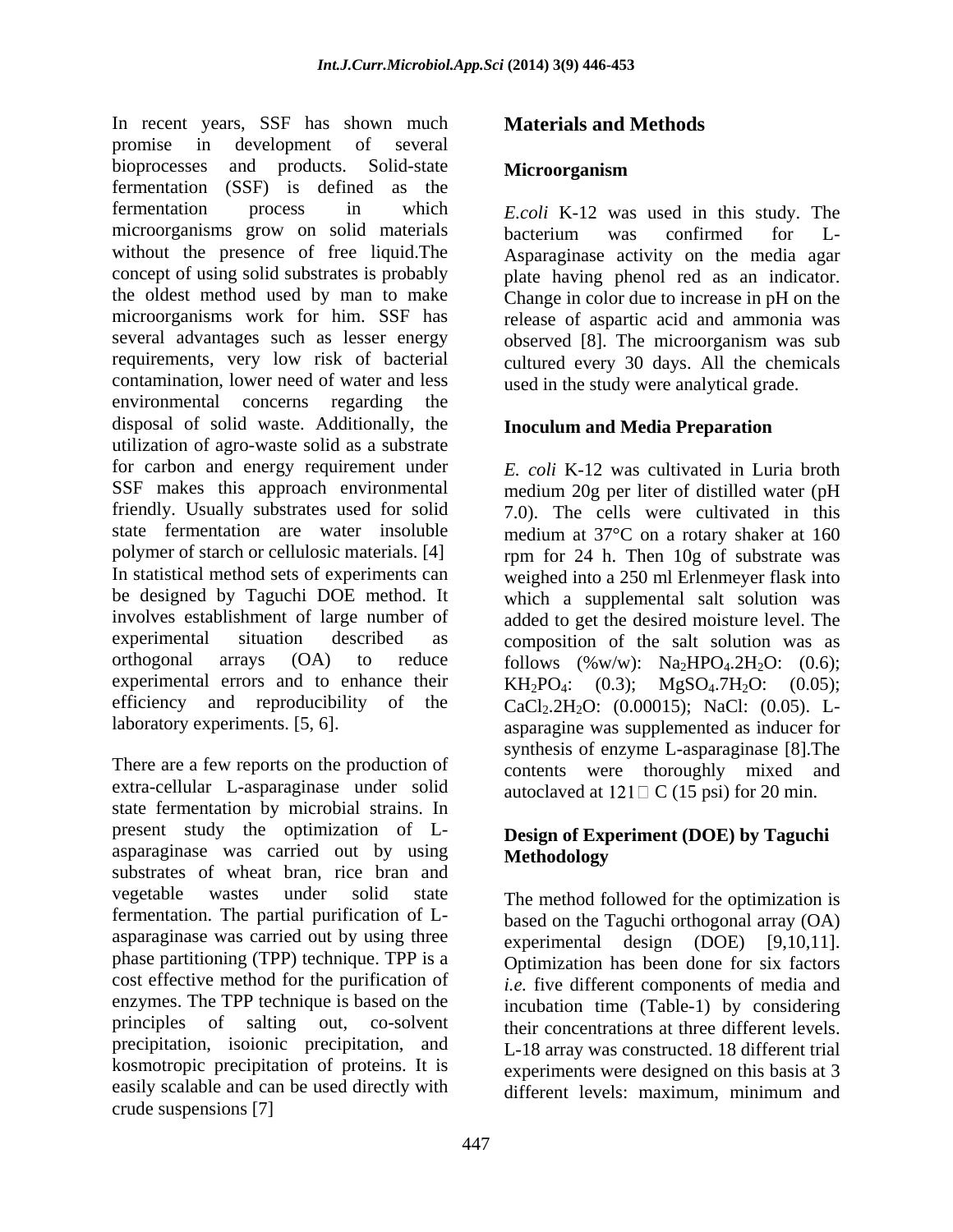In recent years, SSF has shown much promise in development of several bioprocesses and products. Solid-state fermentation (SSF) is defined as the fermentation process in which microorganisms grow on solid materials without the presence of free liquid.The concept of using solid substrates is probably the oldest method used by man to make microorganisms work for him. SSF has several advantages such as lesser energy requirements, very low risk of bacterial contamination, lower need of water and less environmental concerns regarding the disposal of solid waste. Additionally, the utilization of agro-waste solid as a substrate for carbon and energy requirement under SSF makes this approach environmental friendly. Usually substrates used for solid state fermentation are water insoluble polymer of starch or cellulosic materials. [4] In statistical method sets of experiments can be designed by Taguchi DOE method. It involves establishment of large number of experimental situation described as orthogonal arrays (OA) to reduce experimental errors and to enhance their efficiency and reproducibility of the laboratory experiments. [5, 6].

There are a few reports on the production of extra-cellular L-asparaginase under solid state fermentation by microbial strains. In present study the optimization of L-asparaginase was carried out by using substrates of wheat bran, rice bran and vegetable wastes under solid state fermentation. The partial purification of L-asparaginase was carried out by using three phase partitioning (TPP) technique. TPP is a cost effective method for the purification of enzymes. The TPP technique is based on the principles of salting out, co-solvent precipitation, isoionic precipitation, and kosmotropic precipitation of proteins. It is easily scalable and can be used directly with crude suspensions [7]

## Materials and Methods

### Microorganism

*E.coli* K-12 was used in this study. The bacterium was confirmed for L-Asparaginase activity on the media agar plate having phenol red as an indicator. Change in color due to increase in pH on the release of aspartic acid and ammonia was observed [8]. The microorganism was sub cultured every 30 days. All the chemicals used in the study were analytical grade.

### Inoculum and Media Preparation

*E. coli* K-12 was cultivated in Luria broth medium 20g per liter of distilled water (pH 7.0). The cells were cultivated in this medium at 37°C on a rotary shaker at 160 rpm for 24 h. Then 10g of substrate was weighed into a 250 ml Erlenmeyer flask into which a supplemental salt solution was added to get the desired moisture level. The composition of the salt solution was as follows (%w/w): $Na_2HPO_4.2H_2O$: (0.6); $KH_2PO_4$: (0.3); $MgSO_4.7H_2O$: (0.05); $CaCl_2.2H_2O$: (0.00015); NaCl: (0.05). L-asparagine was supplemented as inducer for synthesis of enzyme L-asparaginase [8].The contents were thoroughly mixed and autoclaved at 121 C (15 psi) for 20 min.

### Design of Experiment (DOE) by Taguchi Methodology

The method followed for the optimization is based on the Taguchi orthogonal array (OA) experimental design (DOE) [9,10,11]. Optimization has been done for six factors *i.e.* five different components of media and incubation time (Table-1) by considering their concentrations at three different levels. L-18 array was constructed. 18 different trial experiments were designed on this basis at 3 different levels: maximum, minimum and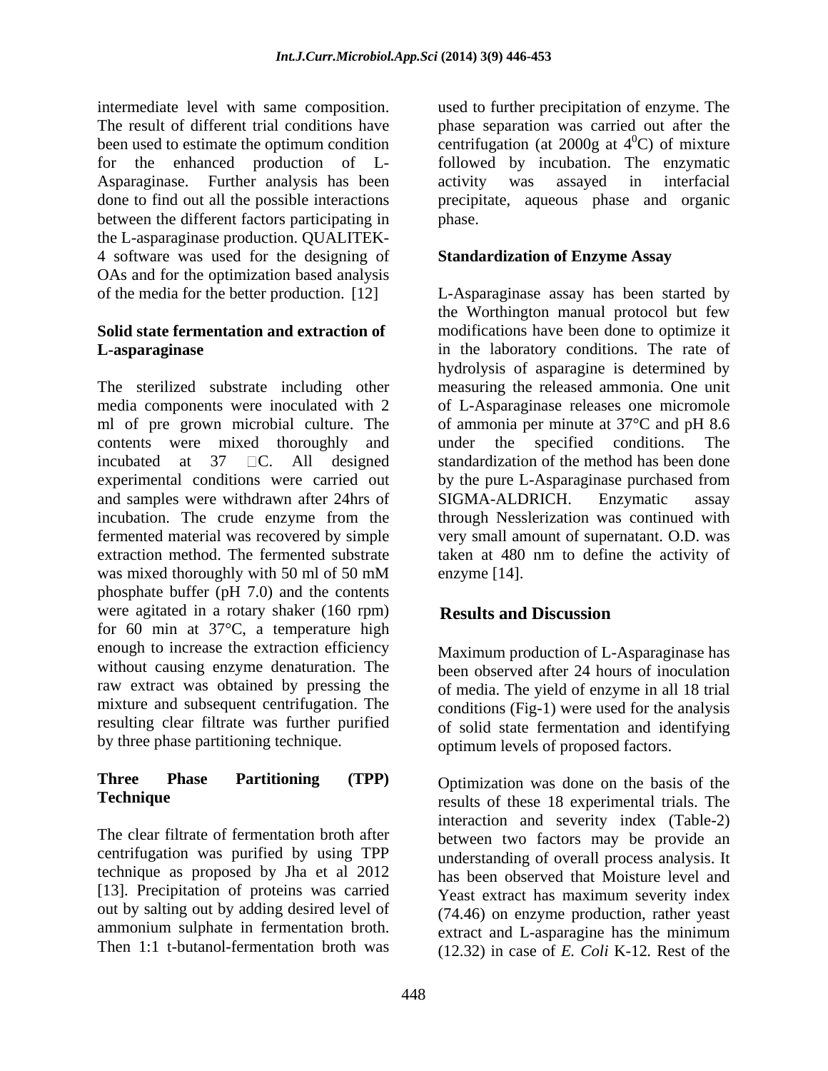intermediate level with same composition. The result of different trial conditions have been used to estimate the optimum condition for the enhanced production of L-Asparaginase. Further analysis has been done to find out all the possible interactions between the different factors participating in the L-asparaginase production. QUALITEK-4 software was used for the designing of OAs and for the optimization based analysis of the media for the better production. [12]

### Solid state fermentation and extraction of L-asparaginase

The sterilized substrate including other media components were inoculated with 2 ml of pre grown microbial culture. The contents were mixed thoroughly and incubated at 37 C. All designed experimental conditions were carried out and samples were withdrawn after 24hrs of incubation. The crude enzyme from the fermented material was recovered by simple extraction method. The fermented substrate was mixed thoroughly with 50 ml of 50 mM phosphate buffer (pH 7.0) and the contents were agitated in a rotary shaker (160 rpm) for 60 min at 37°C, a temperature high enough to increase the extraction efficiency without causing enzyme denaturation. The raw extract was obtained by pressing the mixture and subsequent centrifugation. The resulting clear filtrate was further purified by three phase partitioning technique.

### Three Phase Partitioning (TPP) Technique

The clear filtrate of fermentation broth after centrifugation was purified by using TPP technique as proposed by Jha et al 2012 [13]. Precipitation of proteins was carried out by salting out by adding desired level of ammonium sulphate in fermentation broth. Then 1:1 t-butanol-fermentation broth was used to further precipitation of enzyme. The phase separation was carried out after the centrifugation (at 2000g at $4^0$C) of mixture followed by incubation. The enzymatic activity was assayed in interfacial precipitate, aqueous phase and organic phase.

### Standardization of Enzyme Assay

L-Asparaginase assay has been started by the Worthington manual protocol but few modifications have been done to optimize it in the laboratory conditions. The rate of hydrolysis of asparagine is determined by measuring the released ammonia. One unit of L-Asparaginase releases one micromole of ammonia per minute at 37°C and pH 8.6 under the specified conditions. The standardization of the method has been done by the pure L-Asparaginase purchased from SIGMA-ALDRICH. Enzymatic assay through Nesslerization was continued with very small amount of supernatant. O.D. was taken at 480 nm to define the activity of enzyme [14].

## Results and Discussion

Maximum production of L-Asparaginase has been observed after 24 hours of inoculation of media. The yield of enzyme in all 18 trial conditions (Fig-1) were used for the analysis of solid state fermentation and identifying optimum levels of proposed factors.

Optimization was done on the basis of the results of these 18 experimental trials. The interaction and severity index (Table-2) between two factors may be provide an understanding of overall process analysis. It has been observed that Moisture level and Yeast extract has maximum severity index (74.46) on enzyme production, rather yeast extract and L-asparagine has the minimum (12.32) in case of *E. Coli* K-12. Rest of the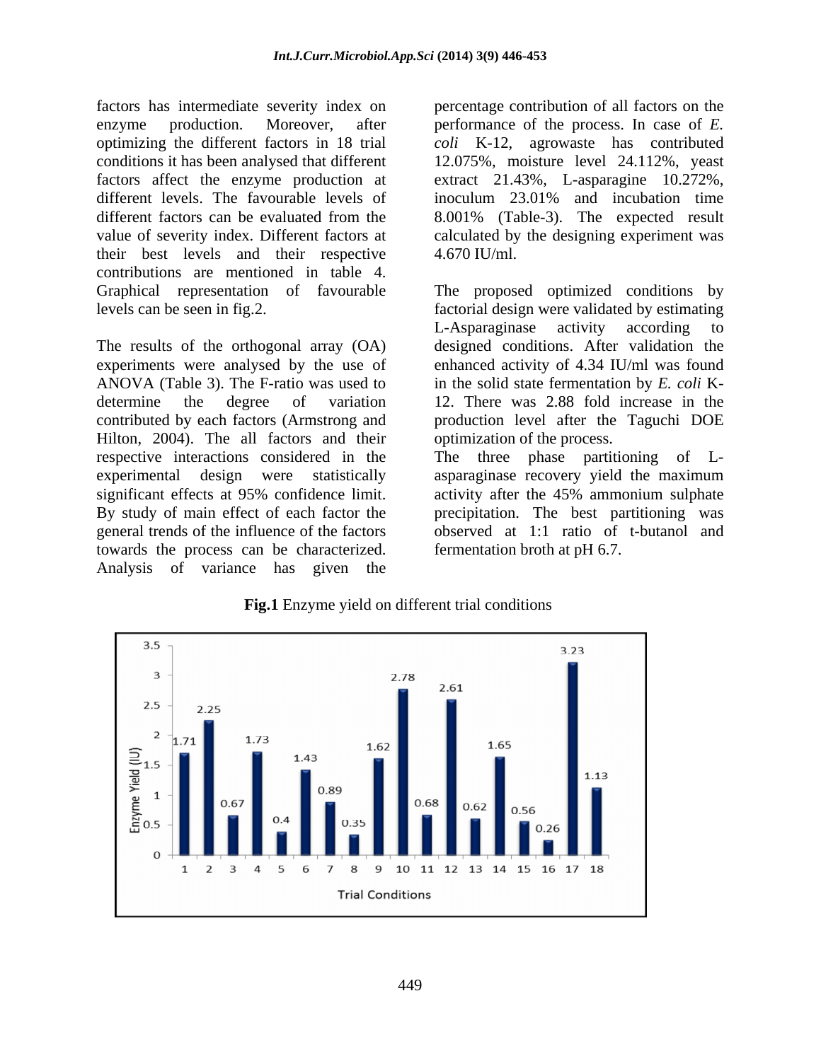factors has intermediate severity index on enzyme production. Moreover, after optimizing the different factors in 18 trial conditions it has been analysed that different factors affect the enzyme production at different levels. The favourable levels of different factors can be evaluated from the value of severity index. Different factors at their best levels and their respective contributions are mentioned in table 4. Graphical representation of favourable levels can be seen in fig.2.

The results of the orthogonal array (OA) experiments were analysed by the use of ANOVA (Table 3). The F-ratio was used to determine the degree of variation contributed by each factors (Armstrong and Hilton, 2004). The all factors and their respective interactions considered in the experimental design were statistically significant effects at 95% confidence limit. By study of main effect of each factor the general trends of the influence of the factors towards the process can be characterized. Analysis of variance has given the percentage contribution of all factors on the performance of the process. In case of *E. coli* K-12, agrowaste has contributed 12.075%, moisture level 24.112%, yeast extract 21.43%, L-asparagine 10.272%, inoculum 23.01% and incubation time 8.001% (Table-3). The expected result calculated by the designing experiment was 4.670 IU/ml.

The proposed optimized conditions by factorial design were validated by estimating L-Asparaginase activity according to designed conditions. After validation the enhanced activity of 4.34 IU/ml was found in the solid state fermentation by *E. coli* K-12. There was 2.88 fold increase in the production level after the Taguchi DOE optimization of the process.

The three phase partitioning of L-asparaginase recovery yield the maximum activity after the 45% ammonium sulphate precipitation. The best partitioning was observed at 1:1 ratio of t-butanol and fermentation broth at pH 6.7.

**Fig.1** Enzyme yield on different trial conditions

| Trial Conditions | Enzyme Yield (IU) |
|---|---|
| 1 | 1.71 |
| 2 | 2.25 |
| 3 | 0.67 |
| 4 | 1.73 |
| 5 | 0.4 |
| 6 | 1.43 |
| 7 | 0.89 |
| 8 | 0.35 |
| 9 | 1.62 |
| 10 | 2.78 |
| 11 | 0.68 |
| 12 | 2.61 |
| 13 | 0.62 |
| 14 | 1.65 |
| 15 | 0.56 |
| 16 | 0.26 |
| 17 | 3.23 |
| 18 | 1.13 |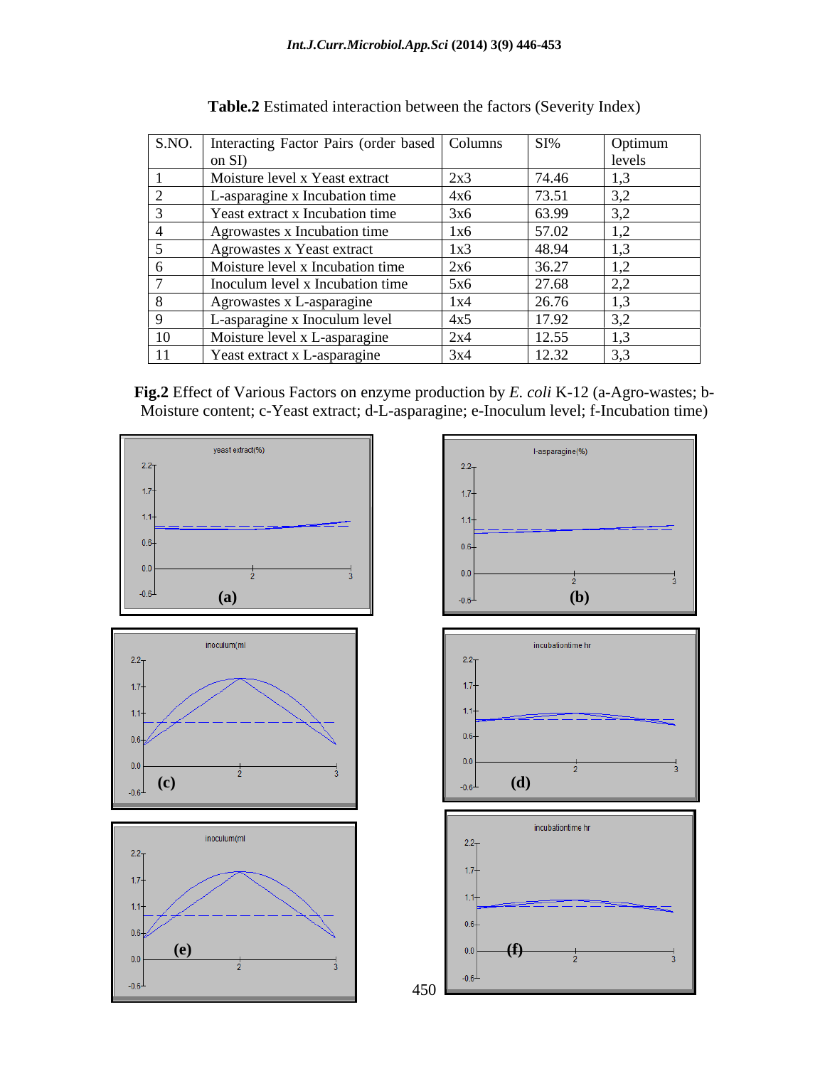**Table.2** Estimated interaction between the factors (Severity Index)

| S.NO. | Interacting Factor Pairs (order based on SI) | Columns | SI% | Optimum levels |
|---|---|---|---|---|
| 1 | Moisture level x Yeast extract | 2x3 | 74.46 | 1,3 |
| 2 | L-asparagine x Incubation time | 4x6 | 73.51 | 3,2 |
| 3 | Yeast extract x Incubation time | 3x6 | 63.99 | 3,2 |
| 4 | Agrowastes x Incubation time | 1x6 | 57.02 | 1,2 |
| 5 | Agrowastes x Yeast extract | 1x3 | 48.94 | 1,3 |
| 6 | Moisture level x Incubation time | 2x6 | 36.27 | 1,2 |
| 7 | Inoculum level x Incubation time | 5x6 | 27.68 | 2,2 |
| 8 | Agrowastes x L-asparagine | 1x4 | 26.76 | 1,3 |
| 9 | L-asparagine x Inoculum level | 4x5 | 17.92 | 3,2 |
| 10 | Moisture level x L-asparagine | 2x4 | 12.55 | 1,3 |
| 11 | Yeast extract x L-asparagine | 3x4 | 12.32 | 3,3 |

**Fig.2** Effect of Various Factors on enzyme production by *E. coli* K-12 (a-Agro-wastes; b-Moisture content; c-Yeast extract; d-L-asparagine; e-Inoculum level; f-Incubation time)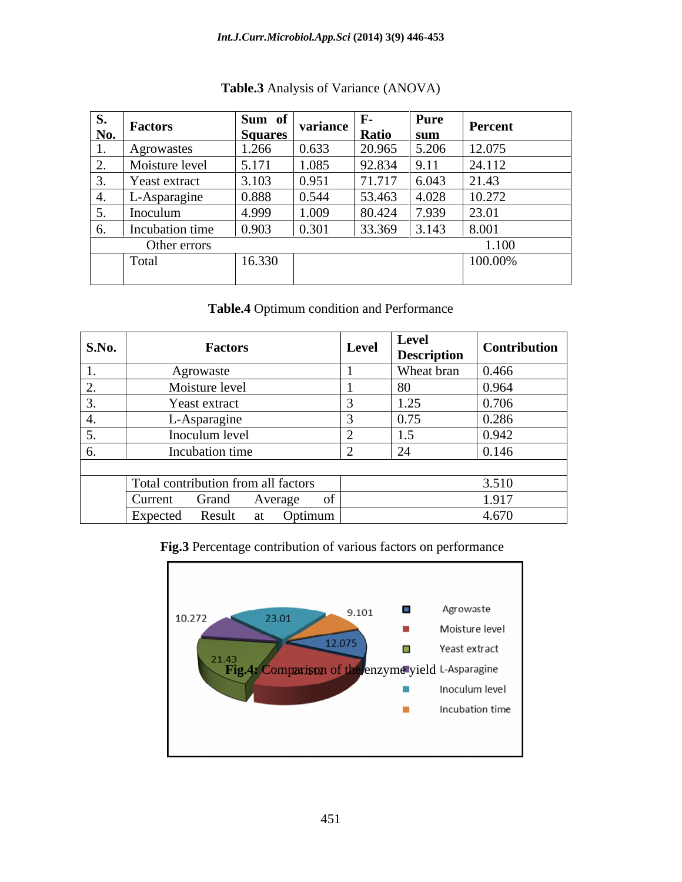**Table.3** Analysis of Variance (ANOVA)

| S. No. | Factors | Sum of Squares | variance | F-Ratio | Pure sum | Percent |
|---|---|---|---|---|---|---|
| 1. | Agrowastes | 1.266 | 0.633 | 20.965 | 5.206 | 12.075 |
| 2. | Moisture level | 5.171 | 1.085 | 92.834 | 9.11 | 24.112 |
| 3. | Yeast extract | 3.103 | 0.951 | 71.717 | 6.043 | 21.43 |
| 4. | L-Asparagine | 0.888 | 0.544 | 53.463 | 4.028 | 10.272 |
| 5. | Inoculum | 4.999 | 1.009 | 80.424 | 7.939 | 23.01 |
| 6. | Incubation time | 0.903 | 0.301 | 33.369 | 3.143 | 8.001 |
| | Other errors | | | | | 1.100 |
| | Total | 16.330 | | | | 100.00% |

**Table.4** Optimum condition and Performance

| S.No. | Factors | Level | Level Description | Contribution |
|---|---|---|---|---|
| 1. | Agrowaste | 1 | Wheat bran | 0.466 |
| 2. | Moisture level | 1 | 80 | 0.964 |
| 3. | Yeast extract | 3 | 1.25 | 0.706 |
| 4. | L-Asparagine | 3 | 0.75 | 0.286 |
| 5. | Inoculum level | 2 | 1.5 | 0.942 |
| 6. | Incubation time | 2 | 24 | 0.146 |
| | | | | |
| | Total contribution from all factors | | | 3.510 |
| | Current Grand Average of | | | 1.917 |
| | Expected Result at Optimum | | | 4.670 |

**Fig.3** Percentage contribution of various factors on performance

**Fig.4:** Comparison of the enzyme yield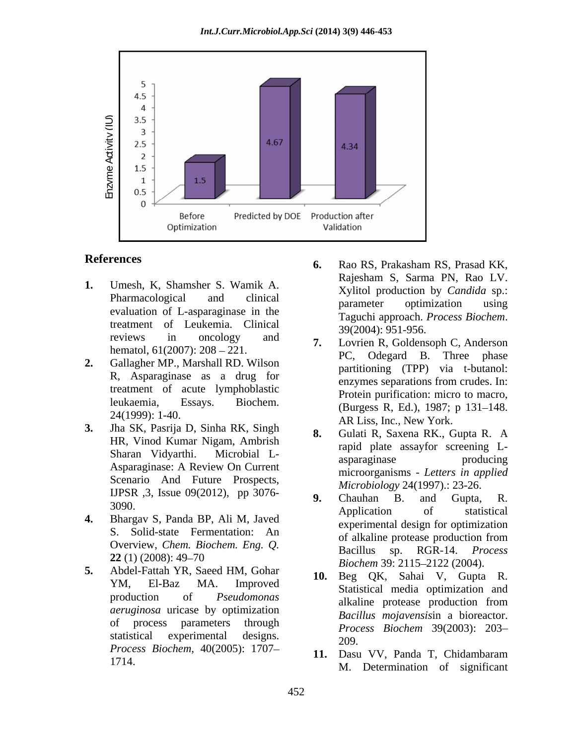## References

1. Umesh, K, Shamsher S. Wamik A. Pharmacological and clinical evaluation of L-asparaginase in the treatment of Leukemia. Clinical reviews in oncology and hematol, 61(2007): 208 – 221.
2. Gallagher MP., Marshall RD. Wilson R, Asparaginase as a drug for treatment of acute lymphoblastic leukaemia, Essays. Biochem. 24(1999): 1-40.
3. Jha SK, Pasrija D, Sinha RK, Singh HR, Vinod Kumar Nigam, Ambrish Sharan Vidyarthi. Microbial L-Asparaginase: A Review On Current Scenario And Future Prospects, IJPSR ,3, Issue 09(2012), pp 3076-3090.
4. Bhargav S, Panda BP, Ali M, Javed S. Solid-state Fermentation: An Overview, *Chem. Biochem. Eng. Q.* **22** (1) (2008): 49–70
5. Abdel-Fattah YR, Saeed HM, Gohar YM, El-Baz MA. Improved production of *Pseudomonas aeruginosa* uricase by optimization of process parameters through statistical experimental designs. *Process Biochem*, 40(2005): 1707–1714.
6. Rao RS, Prakasham RS, Prasad KK, Rajesham S, Sarma PN, Rao LV. Xylitol production by *Candida* sp.: parameter optimization using Taguchi approach. *Process Biochem*. 39(2004): 951-956.
7. Lovrien R, Goldensoph C, Anderson PC, Odegard B. Three phase partitioning (TPP) via t-butanol: enzymes separations from crudes. In: Protein purification: micro to macro, (Burgess R, Ed.), 1987; p 131–148. AR Liss, Inc., New York.
8. Gulati R, Saxena RK., Gupta R. A rapid plate assayfor screening L-asparaginase producing microorganisms - *Letters in applied Microbiology* 24(1997).: 23-26.
9. Chauhan B. and Gupta, R. Application of statistical experimental design for optimization of alkaline protease production from Bacillus sp. RGR-14. *Process Biochem* 39: 2115–2122 (2004).
10. Beg QK, Sahai V, Gupta R. Statistical media optimization and alkaline protease production from *Bacillus mojavensis*in a bioreactor. *Process Biochem* 39(2003): 203–209.
11. Dasu VV, Panda T, Chidambaram M. Determination of significant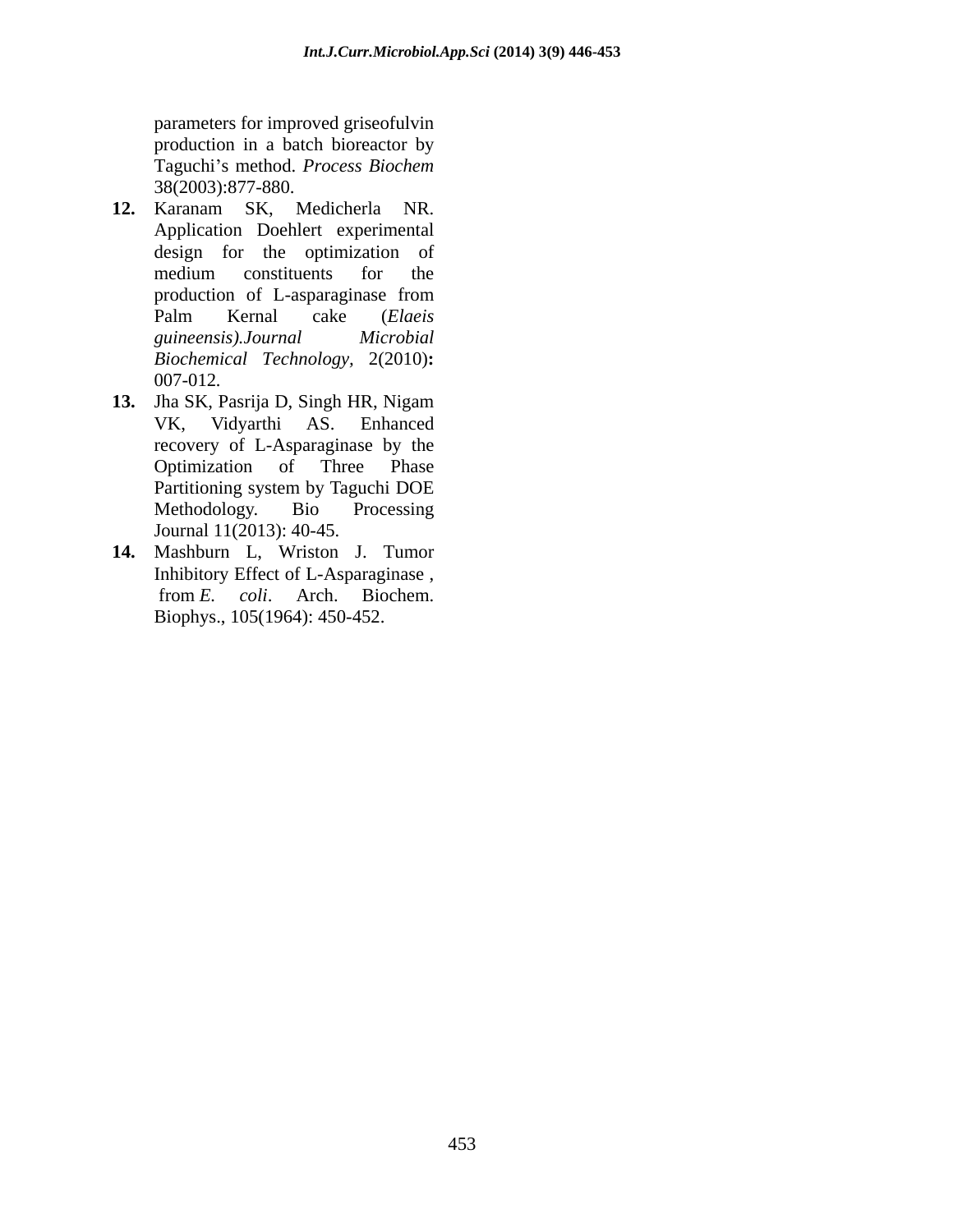parameters for improved griseofulvin production in a batch bioreactor by Taguchi's method. *Process Biochem* 38(2003):877-880.

12. Karanam SK, Medicherla NR. Application Doehlert experimental design for the optimization of medium constituents for the production of L-asparaginase from Palm Kernal cake (*Elaeis guineensis).Journal Microbial Biochemical Technology,* 2(2010)**:** 007-012.
13. Jha SK, Pasrija D, Singh HR, Nigam VK, Vidyarthi AS. Enhanced recovery of L-Asparaginase by the Optimization of Three Phase Partitioning system by Taguchi DOE Methodology. Bio Processing Journal 11(2013): 40-45.
14. Mashburn L, Wriston J. Tumor Inhibitory Effect of L-Asparaginase , from *E. coli*. Arch. Biochem. Biophys., 105(1964): 450-452.